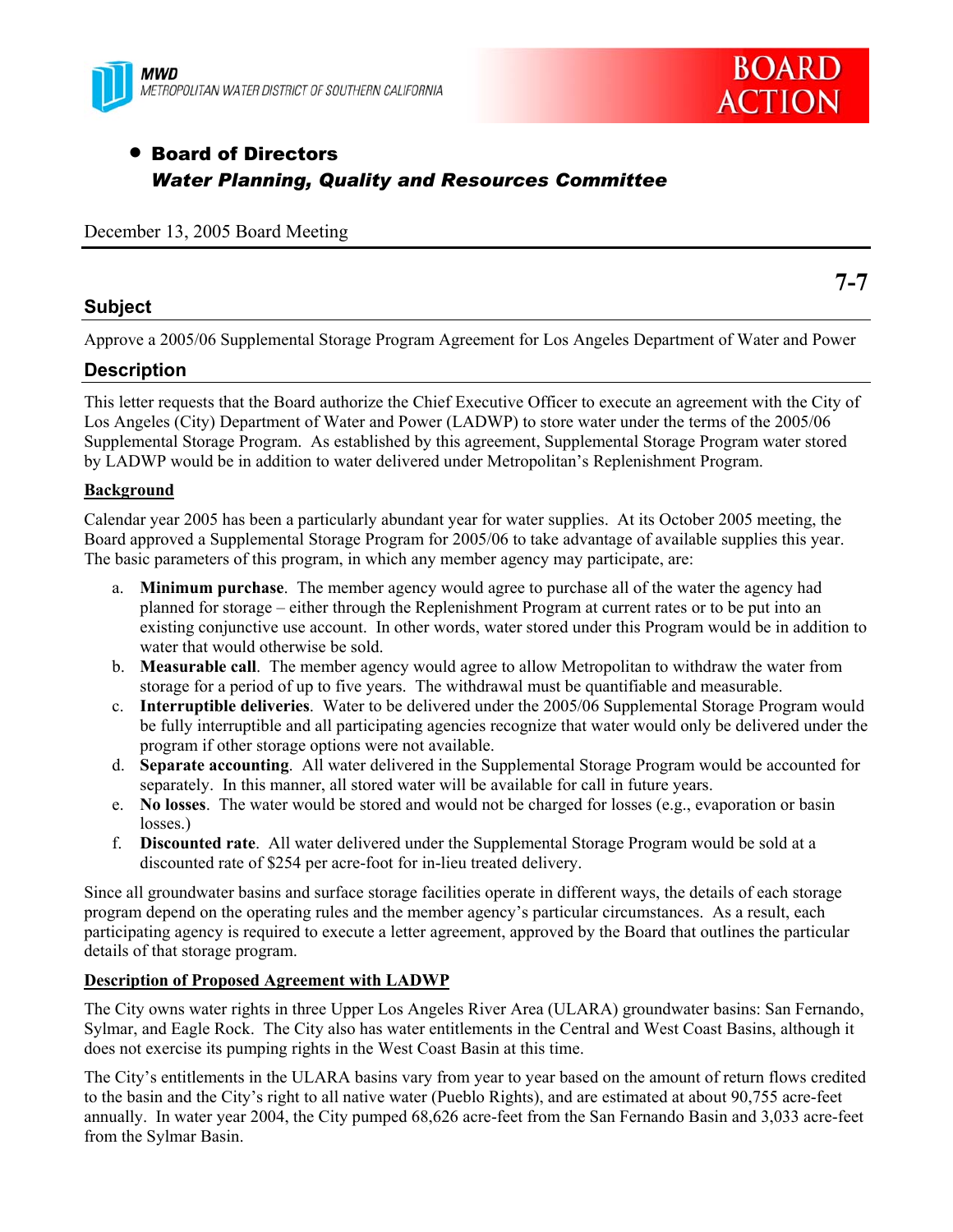MWD
METROPOLITAN WATER DISTRICT OF SOUTHERN CALIFORNIA

**BOARD ACTION**

- **Board of Directors**
  ***Water Planning, Quality and Resources Committee***

December 13, 2005 Board Meeting

**7-7**

## Subject

Approve a 2005/06 Supplemental Storage Program Agreement for Los Angeles Department of Water and Power

## Description

This letter requests that the Board authorize the Chief Executive Officer to execute an agreement with the City of Los Angeles (City) Department of Water and Power (LADWP) to store water under the terms of the 2005/06 Supplemental Storage Program. As established by this agreement, Supplemental Storage Program water stored by LADWP would be in addition to water delivered under Metropolitan's Replenishment Program.

### Background

Calendar year 2005 has been a particularly abundant year for water supplies. At its October 2005 meeting, the Board approved a Supplemental Storage Program for 2005/06 to take advantage of available supplies this year. The basic parameters of this program, in which any member agency may participate, are:

a. **Minimum purchase**. The member agency would agree to purchase all of the water the agency had planned for storage – either through the Replenishment Program at current rates or to be put into an existing conjunctive use account. In other words, water stored under this Program would be in addition to water that would otherwise be sold.

b. **Measurable call**. The member agency would agree to allow Metropolitan to withdraw the water from storage for a period of up to five years. The withdrawal must be quantifiable and measurable.

c. **Interruptible deliveries**. Water to be delivered under the 2005/06 Supplemental Storage Program would be fully interruptible and all participating agencies recognize that water would only be delivered under the program if other storage options were not available.

d. **Separate accounting**. All water delivered in the Supplemental Storage Program would be accounted for separately. In this manner, all stored water will be available for call in future years.

e. **No losses**. The water would be stored and would not be charged for losses (e.g., evaporation or basin losses.)

f. **Discounted rate**. All water delivered under the Supplemental Storage Program would be sold at a discounted rate of $254 per acre-foot for in-lieu treated delivery.

Since all groundwater basins and surface storage facilities operate in different ways, the details of each storage program depend on the operating rules and the member agency's particular circumstances. As a result, each participating agency is required to execute a letter agreement, approved by the Board that outlines the particular details of that storage program.

### Description of Proposed Agreement with LADWP

The City owns water rights in three Upper Los Angeles River Area (ULARA) groundwater basins: San Fernando, Sylmar, and Eagle Rock. The City also has water entitlements in the Central and West Coast Basins, although it does not exercise its pumping rights in the West Coast Basin at this time.

The City's entitlements in the ULARA basins vary from year to year based on the amount of return flows credited to the basin and the City's right to all native water (Pueblo Rights), and are estimated at about 90,755 acre-feet annually. In water year 2004, the City pumped 68,626 acre-feet from the San Fernando Basin and 3,033 acre-feet from the Sylmar Basin.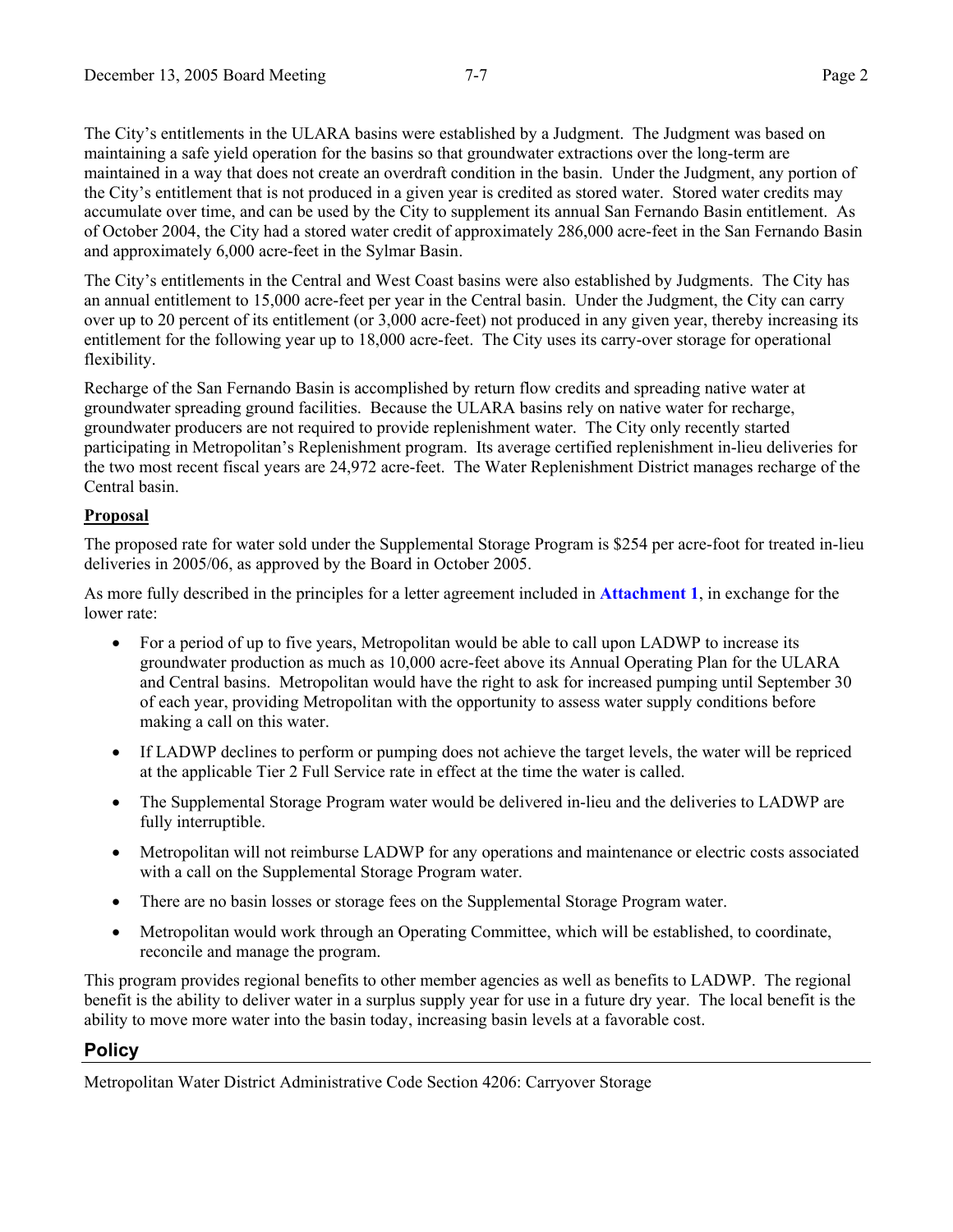The City's entitlements in the ULARA basins were established by a Judgment. The Judgment was based on maintaining a safe yield operation for the basins so that groundwater extractions over the long-term are maintained in a way that does not create an overdraft condition in the basin. Under the Judgment, any portion of the City's entitlement that is not produced in a given year is credited as stored water. Stored water credits may accumulate over time, and can be used by the City to supplement its annual San Fernando Basin entitlement. As of October 2004, the City had a stored water credit of approximately 286,000 acre-feet in the San Fernando Basin and approximately 6,000 acre-feet in the Sylmar Basin.

The City's entitlements in the Central and West Coast basins were also established by Judgments. The City has an annual entitlement to 15,000 acre-feet per year in the Central basin. Under the Judgment, the City can carry over up to 20 percent of its entitlement (or 3,000 acre-feet) not produced in any given year, thereby increasing its entitlement for the following year up to 18,000 acre-feet. The City uses its carry-over storage for operational flexibility.

Recharge of the San Fernando Basin is accomplished by return flow credits and spreading native water at groundwater spreading ground facilities. Because the ULARA basins rely on native water for recharge, groundwater producers are not required to provide replenishment water. The City only recently started participating in Metropolitan's Replenishment program. Its average certified replenishment in-lieu deliveries for the two most recent fiscal years are 24,972 acre-feet. The Water Replenishment District manages recharge of the Central basin.

**Proposal**

The proposed rate for water sold under the Supplemental Storage Program is $254 per acre-foot for treated in-lieu deliveries in 2005/06, as approved by the Board in October 2005.

As more fully described in the principles for a letter agreement included in **Attachment 1**, in exchange for the lower rate:

- For a period of up to five years, Metropolitan would be able to call upon LADWP to increase its groundwater production as much as 10,000 acre-feet above its Annual Operating Plan for the ULARA and Central basins. Metropolitan would have the right to ask for increased pumping until September 30 of each year, providing Metropolitan with the opportunity to assess water supply conditions before making a call on this water.
- If LADWP declines to perform or pumping does not achieve the target levels, the water will be repriced at the applicable Tier 2 Full Service rate in effect at the time the water is called.
- The Supplemental Storage Program water would be delivered in-lieu and the deliveries to LADWP are fully interruptible.
- Metropolitan will not reimburse LADWP for any operations and maintenance or electric costs associated with a call on the Supplemental Storage Program water.
- There are no basin losses or storage fees on the Supplemental Storage Program water.
- Metropolitan would work through an Operating Committee, which will be established, to coordinate, reconcile and manage the program.

This program provides regional benefits to other member agencies as well as benefits to LADWP. The regional benefit is the ability to deliver water in a surplus supply year for use in a future dry year. The local benefit is the ability to move more water into the basin today, increasing basin levels at a favorable cost.

## Policy

Metropolitan Water District Administrative Code Section 4206: Carryover Storage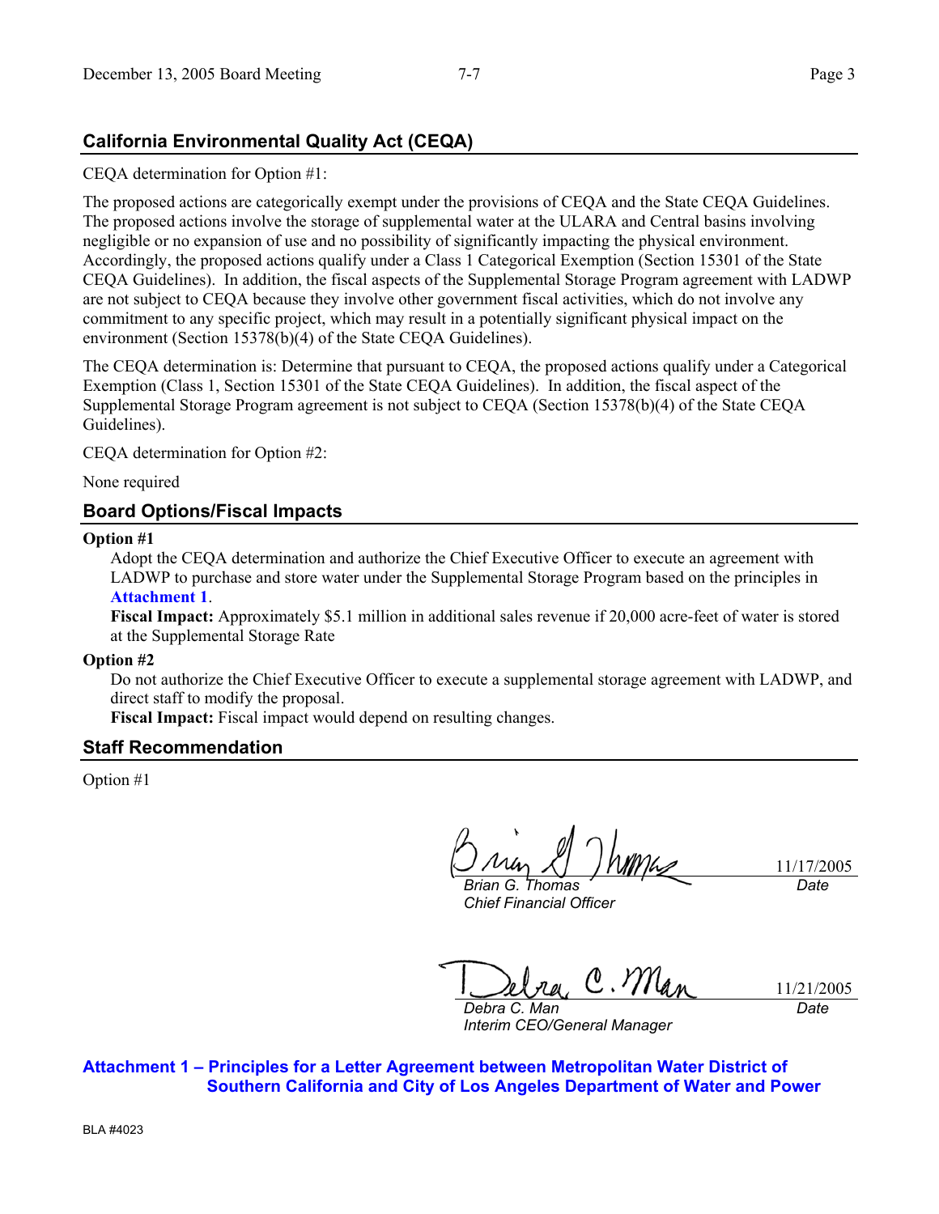## California Environmental Quality Act (CEQA)

CEQA determination for Option #1:

The proposed actions are categorically exempt under the provisions of CEQA and the State CEQA Guidelines. The proposed actions involve the storage of supplemental water at the ULARA and Central basins involving negligible or no expansion of use and no possibility of significantly impacting the physical environment. Accordingly, the proposed actions qualify under a Class 1 Categorical Exemption (Section 15301 of the State CEQA Guidelines). In addition, the fiscal aspects of the Supplemental Storage Program agreement with LADWP are not subject to CEQA because they involve other government fiscal activities, which do not involve any commitment to any specific project, which may result in a potentially significant physical impact on the environment (Section 15378(b)(4) of the State CEQA Guidelines).

The CEQA determination is: Determine that pursuant to CEQA, the proposed actions qualify under a Categorical Exemption (Class 1, Section 15301 of the State CEQA Guidelines). In addition, the fiscal aspect of the Supplemental Storage Program agreement is not subject to CEQA (Section 15378(b)(4) of the State CEQA Guidelines).

CEQA determination for Option #2:

None required

## Board Options/Fiscal Impacts

**Option #1**

Adopt the CEQA determination and authorize the Chief Executive Officer to execute an agreement with LADWP to purchase and store water under the Supplemental Storage Program based on the principles in **Attachment 1**.

**Fiscal Impact:** Approximately $5.1 million in additional sales revenue if 20,000 acre-feet of water is stored at the Supplemental Storage Rate

**Option #2**

Do not authorize the Chief Executive Officer to execute a supplemental storage agreement with LADWP, and direct staff to modify the proposal.

**Fiscal Impact:** Fiscal impact would depend on resulting changes.

## Staff Recommendation

Option #1

*Brian G. Thomas*
*Chief Financial Officer*
11/17/2005
*Date*

*Debra C. Man*
*Interim CEO/General Manager*
11/21/2005
*Date*

**Attachment 1 – Principles for a Letter Agreement between Metropolitan Water District of Southern California and City of Los Angeles Department of Water and Power**

BLA #4023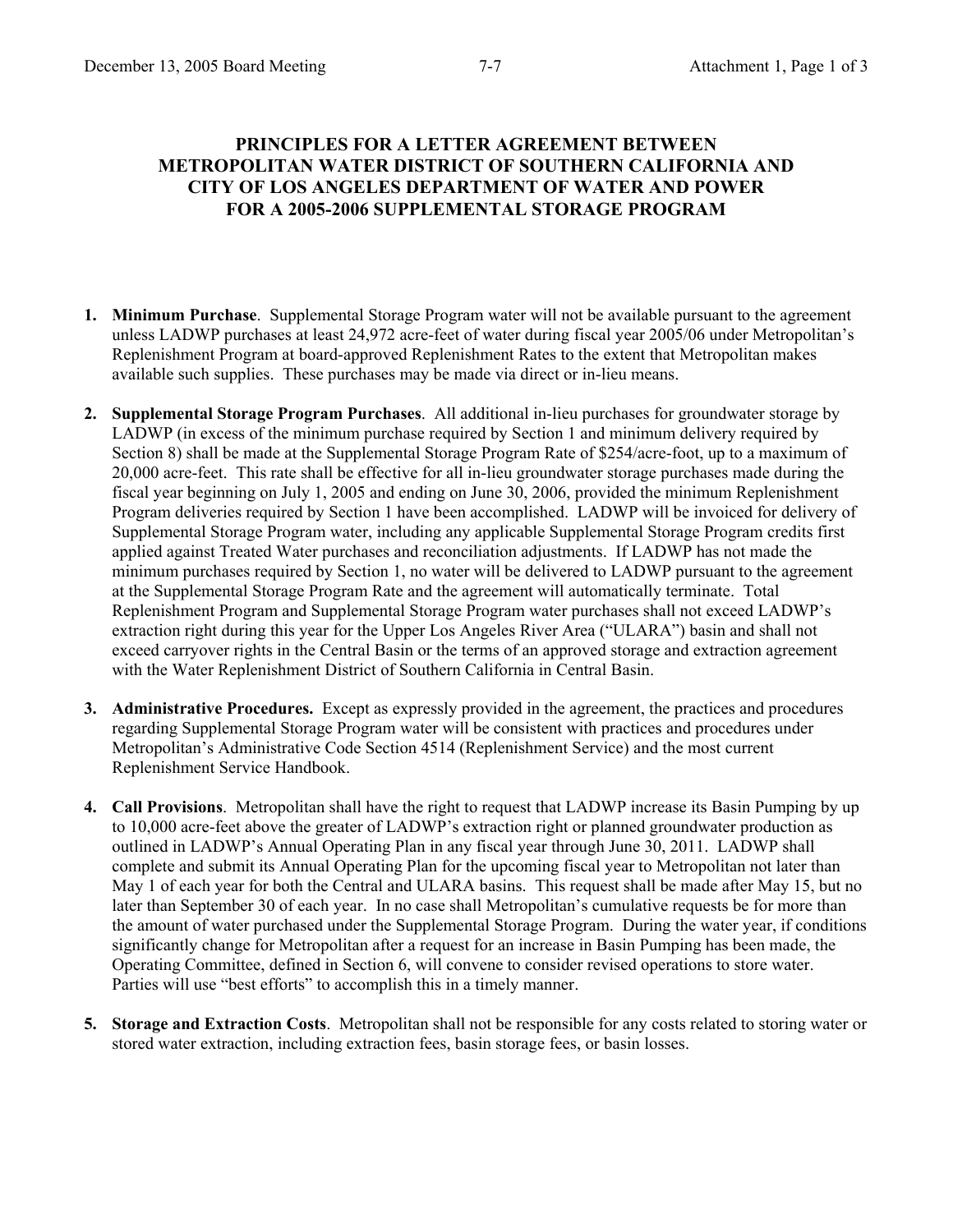# PRINCIPLES FOR A LETTER AGREEMENT BETWEEN METROPOLITAN WATER DISTRICT OF SOUTHERN CALIFORNIA AND CITY OF LOS ANGELES DEPARTMENT OF WATER AND POWER FOR A 2005-2006 SUPPLEMENTAL STORAGE PROGRAM

1. **Minimum Purchase**. Supplemental Storage Program water will not be available pursuant to the agreement unless LADWP purchases at least 24,972 acre-feet of water during fiscal year 2005/06 under Metropolitan's Replenishment Program at board-approved Replenishment Rates to the extent that Metropolitan makes available such supplies. These purchases may be made via direct or in-lieu means.

2. **Supplemental Storage Program Purchases**. All additional in-lieu purchases for groundwater storage by LADWP (in excess of the minimum purchase required by Section 1 and minimum delivery required by Section 8) shall be made at the Supplemental Storage Program Rate of $254/acre-foot, up to a maximum of 20,000 acre-feet. This rate shall be effective for all in-lieu groundwater storage purchases made during the fiscal year beginning on July 1, 2005 and ending on June 30, 2006, provided the minimum Replenishment Program deliveries required by Section 1 have been accomplished. LADWP will be invoiced for delivery of Supplemental Storage Program water, including any applicable Supplemental Storage Program credits first applied against Treated Water purchases and reconciliation adjustments. If LADWP has not made the minimum purchases required by Section 1, no water will be delivered to LADWP pursuant to the agreement at the Supplemental Storage Program Rate and the agreement will automatically terminate. Total Replenishment Program and Supplemental Storage Program water purchases shall not exceed LADWP's extraction right during this year for the Upper Los Angeles River Area ("ULARA") basin and shall not exceed carryover rights in the Central Basin or the terms of an approved storage and extraction agreement with the Water Replenishment District of Southern California in Central Basin.

3. **Administrative Procedures.** Except as expressly provided in the agreement, the practices and procedures regarding Supplemental Storage Program water will be consistent with practices and procedures under Metropolitan's Administrative Code Section 4514 (Replenishment Service) and the most current Replenishment Service Handbook.

4. **Call Provisions**. Metropolitan shall have the right to request that LADWP increase its Basin Pumping by up to 10,000 acre-feet above the greater of LADWP's extraction right or planned groundwater production as outlined in LADWP's Annual Operating Plan in any fiscal year through June 30, 2011. LADWP shall complete and submit its Annual Operating Plan for the upcoming fiscal year to Metropolitan not later than May 1 of each year for both the Central and ULARA basins. This request shall be made after May 15, but no later than September 30 of each year. In no case shall Metropolitan's cumulative requests be for more than the amount of water purchased under the Supplemental Storage Program. During the water year, if conditions significantly change for Metropolitan after a request for an increase in Basin Pumping has been made, the Operating Committee, defined in Section 6, will convene to consider revised operations to store water. Parties will use "best efforts" to accomplish this in a timely manner.

5. **Storage and Extraction Costs**. Metropolitan shall not be responsible for any costs related to storing water or stored water extraction, including extraction fees, basin storage fees, or basin losses.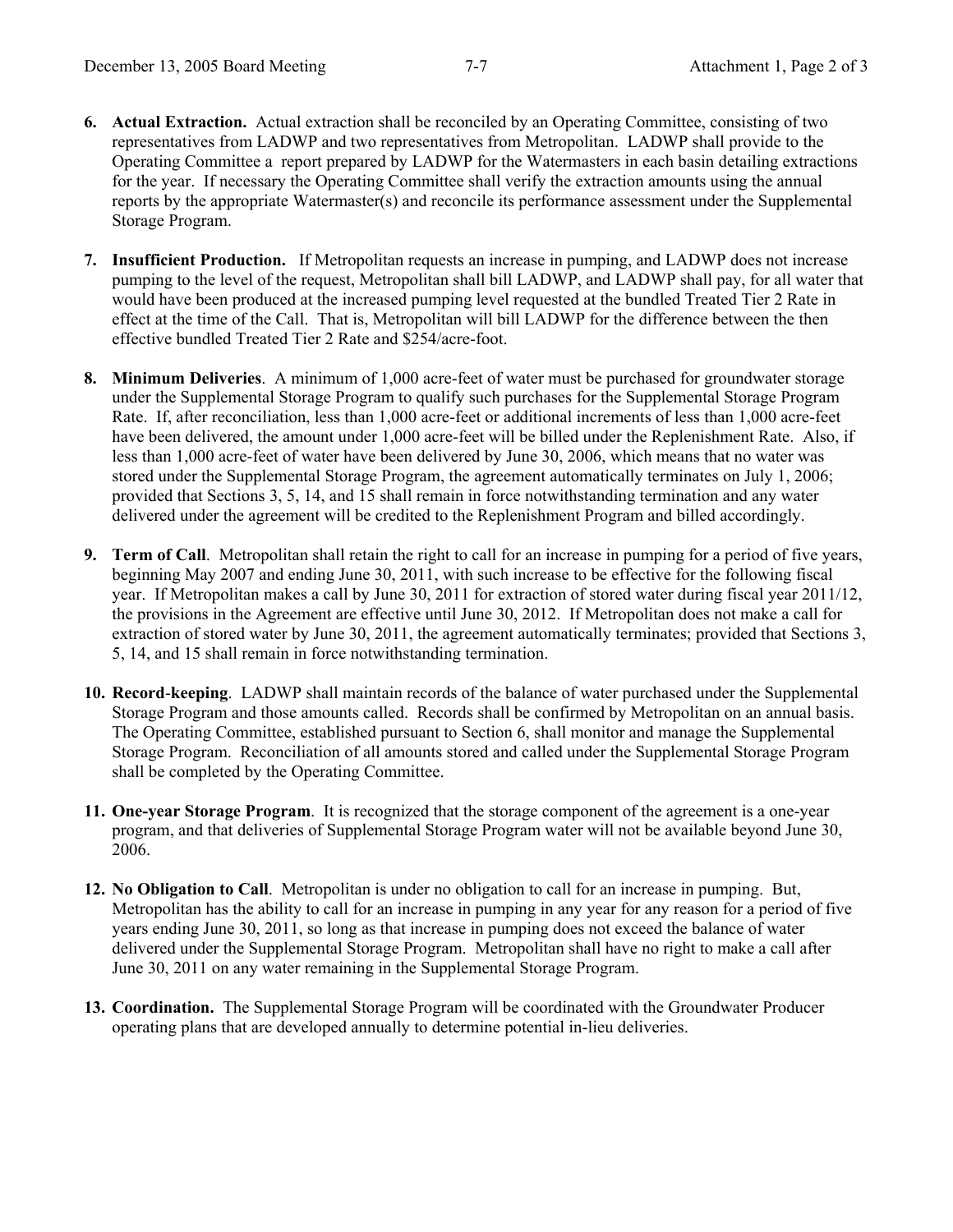6. **Actual Extraction.** Actual extraction shall be reconciled by an Operating Committee, consisting of two representatives from LADWP and two representatives from Metropolitan. LADWP shall provide to the Operating Committee a report prepared by LADWP for the Watermasters in each basin detailing extractions for the year. If necessary the Operating Committee shall verify the extraction amounts using the annual reports by the appropriate Watermaster(s) and reconcile its performance assessment under the Supplemental Storage Program.

7. **Insufficient Production.** If Metropolitan requests an increase in pumping, and LADWP does not increase pumping to the level of the request, Metropolitan shall bill LADWP, and LADWP shall pay, for all water that would have been produced at the increased pumping level requested at the bundled Treated Tier 2 Rate in effect at the time of the Call. That is, Metropolitan will bill LADWP for the difference between the then effective bundled Treated Tier 2 Rate and $254/acre-foot.

8. **Minimum Deliveries**. A minimum of 1,000 acre-feet of water must be purchased for groundwater storage under the Supplemental Storage Program to qualify such purchases for the Supplemental Storage Program Rate. If, after reconciliation, less than 1,000 acre-feet or additional increments of less than 1,000 acre-feet have been delivered, the amount under 1,000 acre-feet will be billed under the Replenishment Rate. Also, if less than 1,000 acre-feet of water have been delivered by June 30, 2006, which means that no water was stored under the Supplemental Storage Program, the agreement automatically terminates on July 1, 2006; provided that Sections 3, 5, 14, and 15 shall remain in force notwithstanding termination and any water delivered under the agreement will be credited to the Replenishment Program and billed accordingly.

9. **Term of Call**. Metropolitan shall retain the right to call for an increase in pumping for a period of five years, beginning May 2007 and ending June 30, 2011, with such increase to be effective for the following fiscal year. If Metropolitan makes a call by June 30, 2011 for extraction of stored water during fiscal year 2011/12, the provisions in the Agreement are effective until June 30, 2012. If Metropolitan does not make a call for extraction of stored water by June 30, 2011, the agreement automatically terminates; provided that Sections 3, 5, 14, and 15 shall remain in force notwithstanding termination.

10. **Record-keeping**. LADWP shall maintain records of the balance of water purchased under the Supplemental Storage Program and those amounts called. Records shall be confirmed by Metropolitan on an annual basis. The Operating Committee, established pursuant to Section 6, shall monitor and manage the Supplemental Storage Program. Reconciliation of all amounts stored and called under the Supplemental Storage Program shall be completed by the Operating Committee.

11. **One-year Storage Program**. It is recognized that the storage component of the agreement is a one-year program, and that deliveries of Supplemental Storage Program water will not be available beyond June 30, 2006.

12. **No Obligation to Call**. Metropolitan is under no obligation to call for an increase in pumping. But, Metropolitan has the ability to call for an increase in pumping in any year for any reason for a period of five years ending June 30, 2011, so long as that increase in pumping does not exceed the balance of water delivered under the Supplemental Storage Program. Metropolitan shall have no right to make a call after June 30, 2011 on any water remaining in the Supplemental Storage Program.

13. **Coordination.** The Supplemental Storage Program will be coordinated with the Groundwater Producer operating plans that are developed annually to determine potential in-lieu deliveries.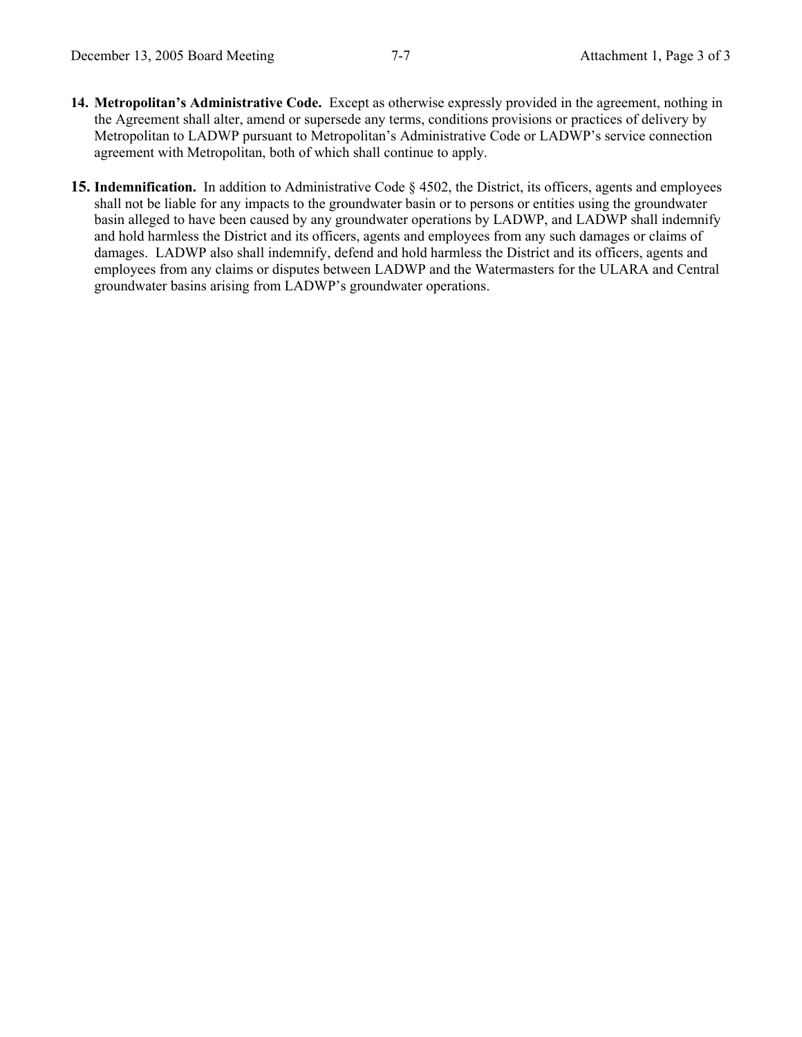14. **Metropolitan's Administrative Code.** Except as otherwise expressly provided in the agreement, nothing in the Agreement shall alter, amend or supersede any terms, conditions provisions or practices of delivery by Metropolitan to LADWP pursuant to Metropolitan's Administrative Code or LADWP's service connection agreement with Metropolitan, both of which shall continue to apply.

15. **Indemnification.** In addition to Administrative Code § 4502, the District, its officers, agents and employees shall not be liable for any impacts to the groundwater basin or to persons or entities using the groundwater basin alleged to have been caused by any groundwater operations by LADWP, and LADWP shall indemnify and hold harmless the District and its officers, agents and employees from any such damages or claims of damages. LADWP also shall indemnify, defend and hold harmless the District and its officers, agents and employees from any claims or disputes between LADWP and the Watermasters for the ULARA and Central groundwater basins arising from LADWP's groundwater operations.